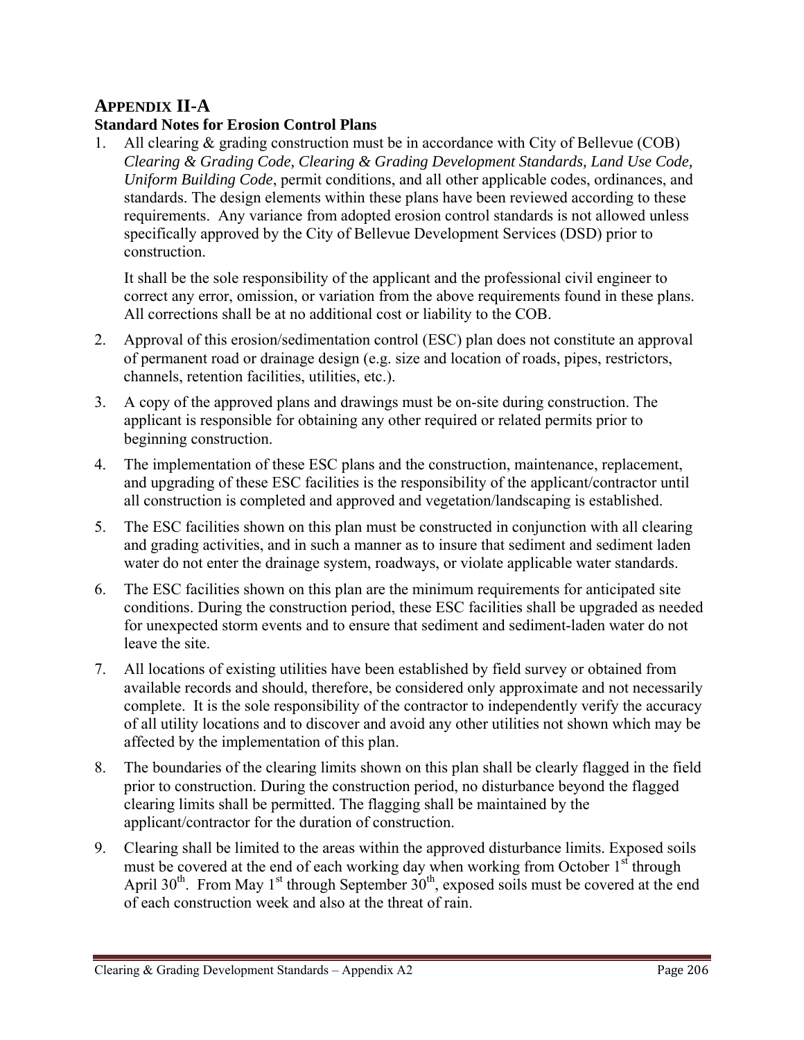# APPENDIX II-A

## Standard Notes for Erosion Control Plans

1. All clearing & grading construction must be in accordance with City of Bellevue (COB) *Clearing & Grading Code, Clearing & Grading Development Standards, Land Use Code, Uniform Building Code*, permit conditions, and all other applicable codes, ordinances, and standards. The design elements within these plans have been reviewed according to these requirements. Any variance from adopted erosion control standards is not allowed unless specifically approved by the City of Bellevue Development Services (DSD) prior to construction.

   It shall be the sole responsibility of the applicant and the professional civil engineer to correct any error, omission, or variation from the above requirements found in these plans. All corrections shall be at no additional cost or liability to the COB.

2. Approval of this erosion/sedimentation control (ESC) plan does not constitute an approval of permanent road or drainage design (e.g. size and location of roads, pipes, restrictors, channels, retention facilities, utilities, etc.).

3. A copy of the approved plans and drawings must be on-site during construction. The applicant is responsible for obtaining any other required or related permits prior to beginning construction.

4. The implementation of these ESC plans and the construction, maintenance, replacement, and upgrading of these ESC facilities is the responsibility of the applicant/contractor until all construction is completed and approved and vegetation/landscaping is established.

5. The ESC facilities shown on this plan must be constructed in conjunction with all clearing and grading activities, and in such a manner as to insure that sediment and sediment laden water do not enter the drainage system, roadways, or violate applicable water standards.

6. The ESC facilities shown on this plan are the minimum requirements for anticipated site conditions. During the construction period, these ESC facilities shall be upgraded as needed for unexpected storm events and to ensure that sediment and sediment-laden water do not leave the site.

7. All locations of existing utilities have been established by field survey or obtained from available records and should, therefore, be considered only approximate and not necessarily complete. It is the sole responsibility of the contractor to independently verify the accuracy of all utility locations and to discover and avoid any other utilities not shown which may be affected by the implementation of this plan.

8. The boundaries of the clearing limits shown on this plan shall be clearly flagged in the field prior to construction. During the construction period, no disturbance beyond the flagged clearing limits shall be permitted. The flagging shall be maintained by the applicant/contractor for the duration of construction.

9. Clearing shall be limited to the areas within the approved disturbance limits. Exposed soils must be covered at the end of each working day when working from October 1st through April 30th. From May 1st through September 30th, exposed soils must be covered at the end of each construction week and also at the threat of rain.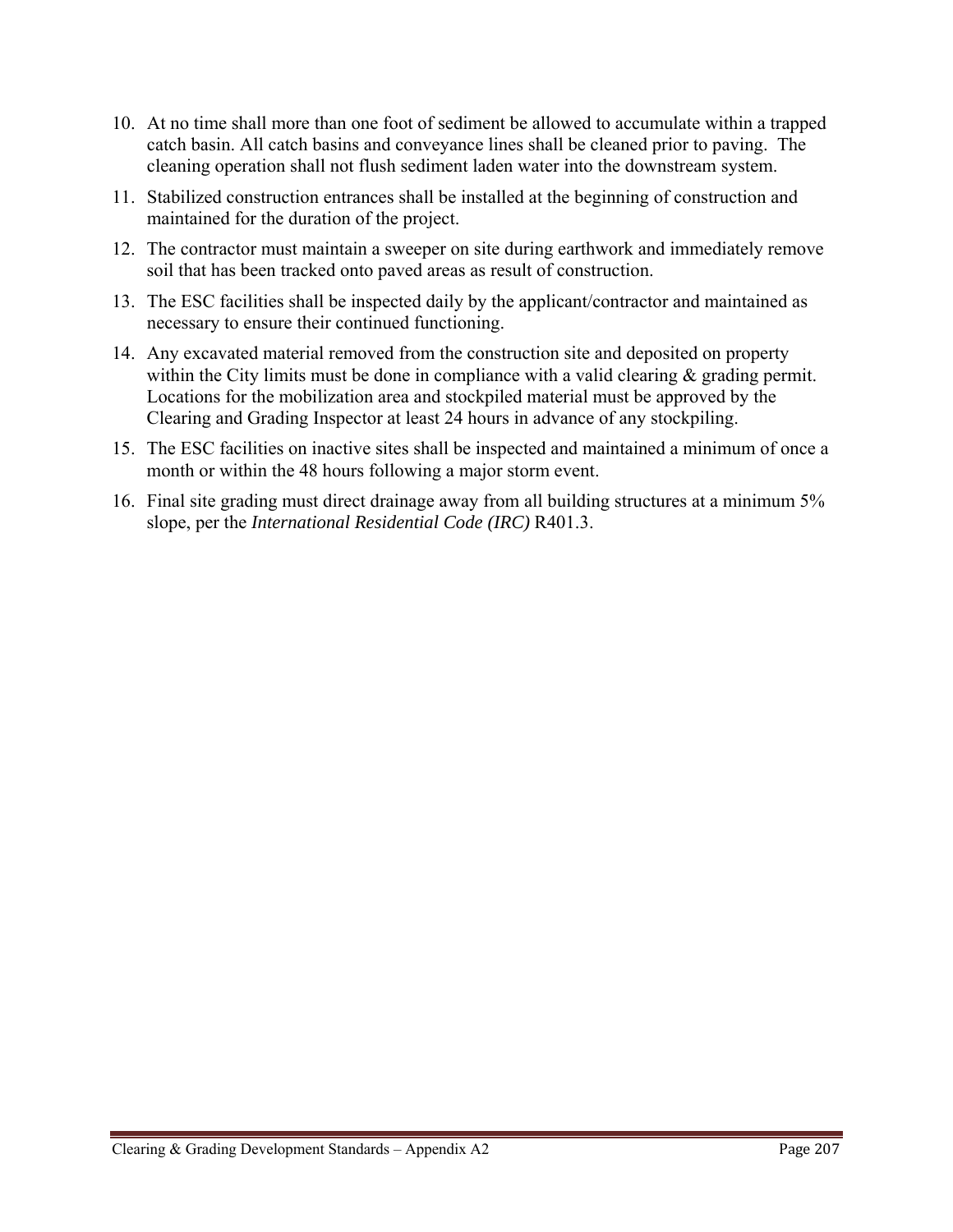10. At no time shall more than one foot of sediment be allowed to accumulate within a trapped catch basin. All catch basins and conveyance lines shall be cleaned prior to paving. The cleaning operation shall not flush sediment laden water into the downstream system.
11. Stabilized construction entrances shall be installed at the beginning of construction and maintained for the duration of the project.
12. The contractor must maintain a sweeper on site during earthwork and immediately remove soil that has been tracked onto paved areas as result of construction.
13. The ESC facilities shall be inspected daily by the applicant/contractor and maintained as necessary to ensure their continued functioning.
14. Any excavated material removed from the construction site and deposited on property within the City limits must be done in compliance with a valid clearing & grading permit. Locations for the mobilization area and stockpiled material must be approved by the Clearing and Grading Inspector at least 24 hours in advance of any stockpiling.
15. The ESC facilities on inactive sites shall be inspected and maintained a minimum of once a month or within the 48 hours following a major storm event.
16. Final site grading must direct drainage away from all building structures at a minimum 5% slope, per the *International Residential Code (IRC)* R401.3.